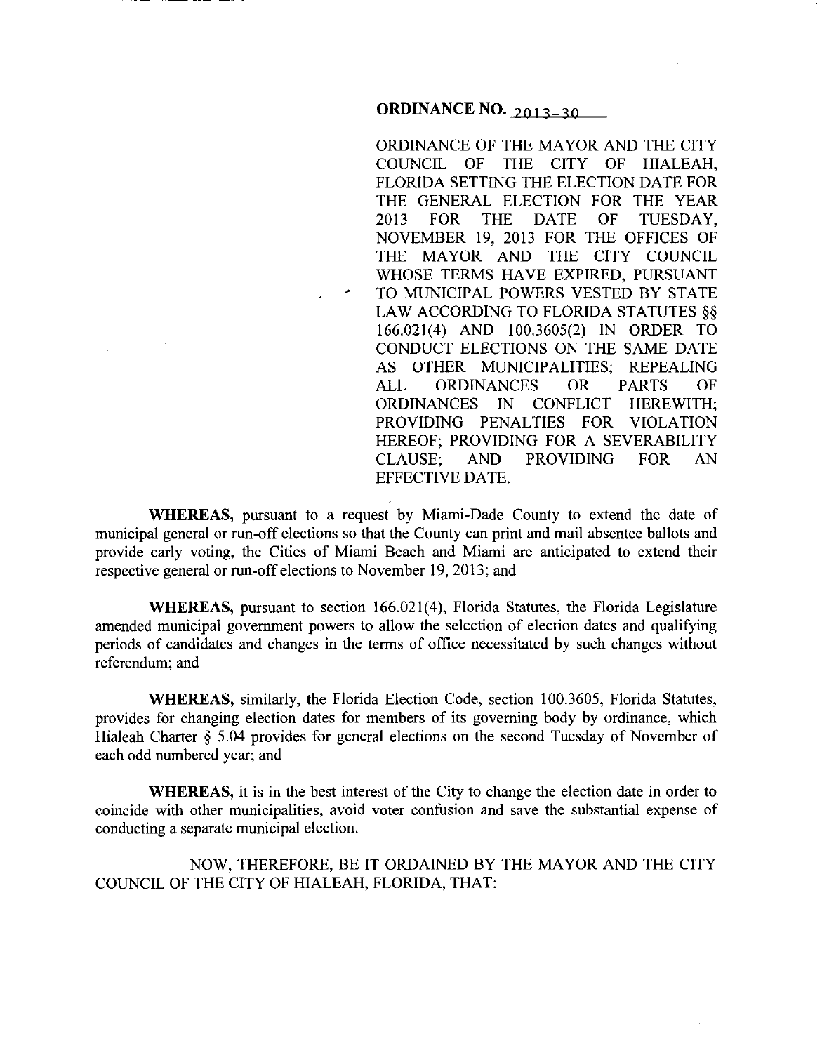**ORDINANCE NO. 2013-30**

ORDINANCE OF THE MAYOR AND THE CITY COUNCIL OF THE CITY OF HIALEAH, FLORIDA SETTING THE ELECTION DATE FOR THE GENERAL ELECTION FOR THE YEAR 2013 FOR THE DATE OF TUESDAY, NOVEMBER 19, 2013 FOR THE OFFICES OF THE MAYOR AND THE CITY COUNCIL WHOSE TERMS HAVE EXPIRED, PURSUANT TO MUNICIPAL POWERS VESTED BY STATE LAW ACCORDING TO FLORIDA STATUTES §§ 166.021(4) AND 100.3605(2) IN ORDER TO CONDUCT ELECTIONS ON THE SAME DATE AS OTHER MUNICIPALITIES; REPEALING ALL ORDINANCES OR PARTS OF ORDINANCES IN CONFLICT HEREWITH; PROVIDING PENALTIES FOR VIOLATION HEREOF; PROVIDING FOR A SEVERABILITY CLAUSE; AND PROVIDING FOR AN EFFECTIVE DATE.

**WHEREAS,** pursuant to a request by Miami-Dade County to extend the date of municipal general or run-off elections so that the County can print and mail absentee ballots and provide early voting, the Cities of Miami Beach and Miami are anticipated to extend their respective general or run-off elections to November 19, 2013; and

**WHEREAS,** pursuant to section 166.021(4), Florida Statutes, the Florida Legislature amended municipal government powers to allow the selection of election dates and qualifying periods of candidates and changes in the terms of office necessitated by such changes without referendum; and

**WHEREAS,** similarly, the Florida Election Code, section 100.3605, Florida Statutes, provides for changing election dates for members of its governing body by ordinance, which Hialeah Charter § 5.04 provides for general elections on the second Tuesday of November of each odd numbered year; and

**WHEREAS,** it is in the best interest of the City to change the election date in order to coincide with other municipalities, avoid voter confusion and save the substantial expense of conducting a separate municipal election.

NOW, THEREFORE, BE IT ORDAINED BY THE MAYOR AND THE CITY COUNCIL OF THE CITY OF HIALEAH, FLORIDA, THAT: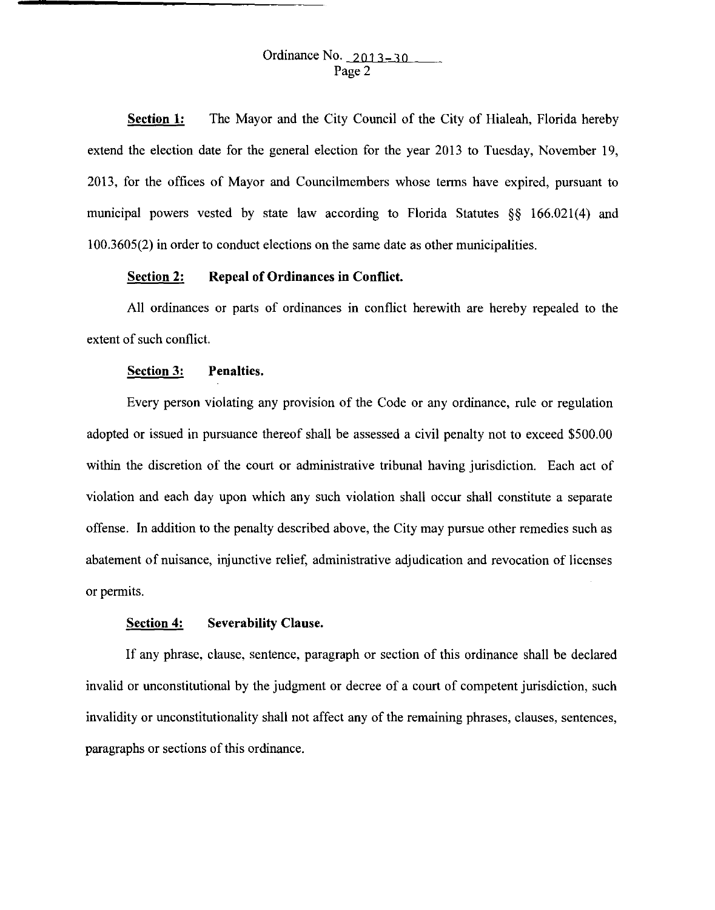**Section 1:** The Mayor and the City Council of the City of Hialeah, Florida hereby extend the election date for the general election for the year 2013 to Tuesday, November 19, 2013, for the offices of Mayor and Councilmembers whose terms have expired, pursuant to municipal powers vested by state law according to Florida Statutes §§ 166.021(4) and 100.3605(2) in order to conduct elections on the same date as other municipalities.

**Section 2: Repeal of Ordinances in Conflict.**

All ordinances or parts of ordinances in conflict herewith are hereby repealed to the extent of such conflict.

**Section 3: Penalties.**

Every person violating any provision of the Code or any ordinance, rule or regulation adopted or issued in pursuance thereof shall be assessed a civil penalty not to exceed $500.00 within the discretion of the court or administrative tribunal having jurisdiction. Each act of violation and each day upon which any such violation shall occur shall constitute a separate offense. In addition to the penalty described above, the City may pursue other remedies such as abatement of nuisance, injunctive relief, administrative adjudication and revocation of licenses or permits.

**Section 4: Severability Clause.**

If any phrase, clause, sentence, paragraph or section of this ordinance shall be declared invalid or unconstitutional by the judgment or decree of a court of competent jurisdiction, such invalidity or unconstitutionality shall not affect any of the remaining phrases, clauses, sentences, paragraphs or sections of this ordinance.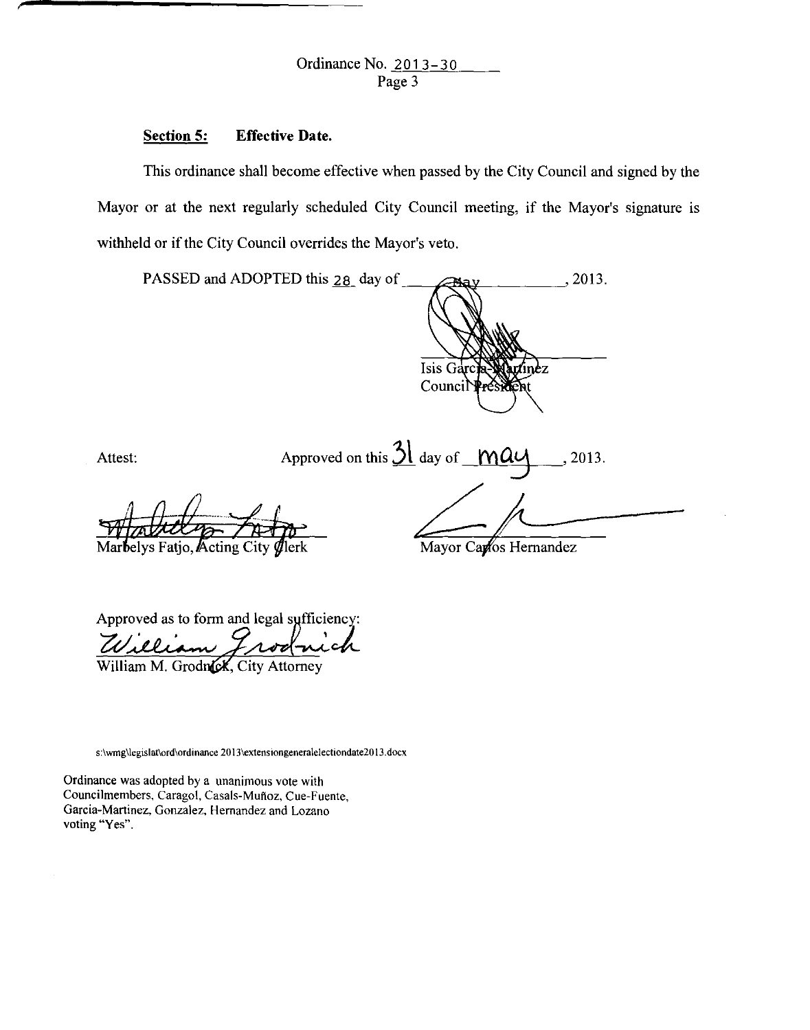Ordinance No. 2013-30

**Section 5: Effective Date.**

This ordinance shall become effective when passed by the City Council and signed by the Mayor or at the next regularly scheduled City Council meeting, if the Mayor's signature is withheld or if the City Council overrides the Mayor's veto.

PASSED and ADOPTED this 28 day of May, 2013.

Isis Garcia-Martinez
Council President

Attest:

Approved on this 31 day of May, 2013.

Marbelys Fatjo, Acting City Clerk

Mayor Carlos Hernandez

Approved as to form and legal sufficiency:

William M. Grodnick, City Attorney

s:\wmg\legislat\ord\ordinance 2013\extensiongeneralelectiondate2013.docx

Ordinance was adopted by a unanimous vote with Councilmembers, Caragol, Casals-Muñoz, Cue-Fuente, Garcia-Martinez, Gonzalez, Hernandez and Lozano voting "Yes".